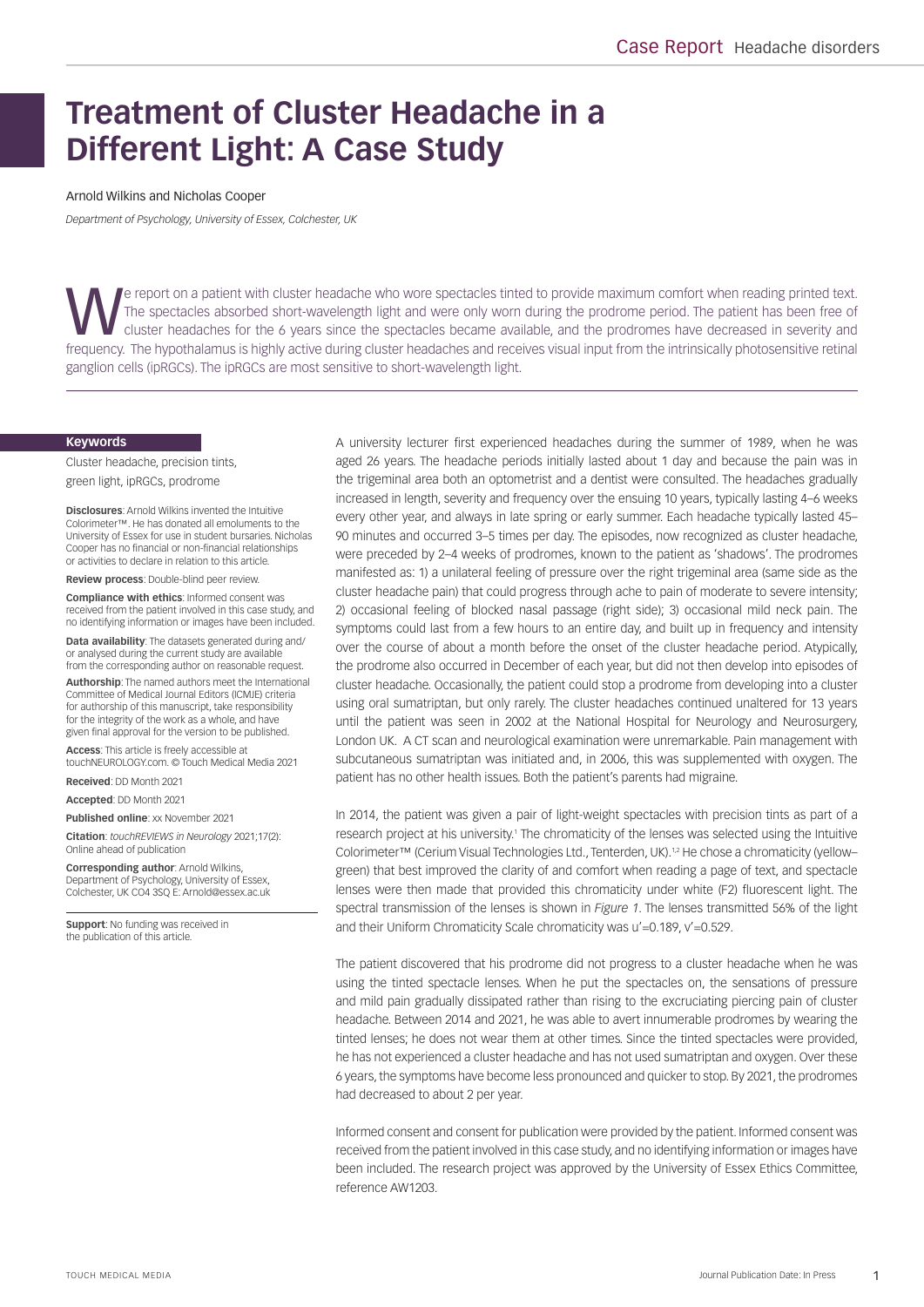# Treatment of Cluster Headache in a Different Light: A Case Study

Arnold Wilkins and Nicholas Cooper

*Department of Psychology, University of Essex, Colchester, UK*

We report on a patient with cluster headache who wore spectacles tinted to provide maximum comfort when reading printed text. The spectacles absorbed short-wavelength light and were only worn during the prodrome period. The patient has been free of cluster headaches for the 6 years since the spectacles became available, and the prodromes have decreased in severity and frequency. The hypothalamus is highly active during cluster headaches and receives visual input from the intrinsically photosensitive retinal ganglion cells (ipRGCs). The ipRGCs are most sensitive to short-wavelength light.

**Keywords**

Cluster headache, precision tints, green light, ipRGCs, prodrome

**Disclosures**: Arnold Wilkins invented the Intuitive Colorimeter™. He has donated all emoluments to the University of Essex for use in student bursaries. Nicholas Cooper has no financial or non-financial relationships or activities to declare in relation to this article.

**Review process**: Double-blind peer review.

**Compliance with ethics**: Informed consent was received from the patient involved in this case study, and no identifying information or images have been included.

**Data availability**: The datasets generated during and/or analysed during the current study are available from the corresponding author on reasonable request.

**Authorship**: The named authors meet the International Committee of Medical Journal Editors (ICMJE) criteria for authorship of this manuscript, take responsibility for the integrity of the work as a whole, and have given final approval for the version to be published.

**Access**: This article is freely accessible at touchNEUROLOGY.com. © Touch Medical Media 2021

**Received**: DD Month 2021

**Accepted**: DD Month 2021

**Published online**: xx November 2021

**Citation**: *touchREVIEWS in Neurology* 2021;17(2): Online ahead of publication

**Corresponding author**: Arnold Wilkins, Department of Psychology, University of Essex, Colchester, UK CO4 3SQ E: Arnold@essex.ac.uk

**Support**: No funding was received in the publication of this article.

A university lecturer first experienced headaches during the summer of 1989, when he was aged 26 years. The headache periods initially lasted about 1 day and because the pain was in the trigeminal area both an optometrist and a dentist were consulted. The headaches gradually increased in length, severity and frequency over the ensuing 10 years, typically lasting 4–6 weeks every other year, and always in late spring or early summer. Each headache typically lasted 45–90 minutes and occurred 3–5 times per day. The episodes, now recognized as cluster headache, were preceded by 2–4 weeks of prodromes, known to the patient as 'shadows'. The prodromes manifested as: 1) a unilateral feeling of pressure over the right trigeminal area (same side as the cluster headache pain) that could progress through ache to pain of moderate to severe intensity; 2) occasional feeling of blocked nasal passage (right side); 3) occasional mild neck pain. The symptoms could last from a few hours to an entire day, and built up in frequency and intensity over the course of about a month before the onset of the cluster headache period. Atypically, the prodrome also occurred in December of each year, but did not then develop into episodes of cluster headache. Occasionally, the patient could stop a prodrome from developing into a cluster using oral sumatriptan, but only rarely. The cluster headaches continued unaltered for 13 years until the patient was seen in 2002 at the National Hospital for Neurology and Neurosurgery, London UK. A CT scan and neurological examination were unremarkable. Pain management with subcutaneous sumatriptan was initiated and, in 2006, this was supplemented with oxygen. The patient has no other health issues. Both the patient's parents had migraine.

In 2014, the patient was given a pair of light-weight spectacles with precision tints as part of a research project at his university.[1] The chromaticity of the lenses was selected using the Intuitive Colorimeter™ (Cerium Visual Technologies Ltd., Tenterden, UK).[1,2] He chose a chromaticity (yellow–green) that best improved the clarity of and comfort when reading a page of text, and spectacle lenses were then made that provided this chromaticity under white (F2) fluorescent light. The spectral transmission of the lenses is shown in *Figure 1*. The lenses transmitted 56% of the light and their Uniform Chromaticity Scale chromaticity was u'=0.189, v'=0.529.

The patient discovered that his prodrome did not progress to a cluster headache when he was using the tinted spectacle lenses. When he put the spectacles on, the sensations of pressure and mild pain gradually dissipated rather than rising to the excruciating piercing pain of cluster headache. Between 2014 and 2021, he was able to avert innumerable prodromes by wearing the tinted lenses; he does not wear them at other times. Since the tinted spectacles were provided, he has not experienced a cluster headache and has not used sumatriptan and oxygen. Over these 6 years, the symptoms have become less pronounced and quicker to stop. By 2021, the prodromes had decreased to about 2 per year.

Informed consent and consent for publication were provided by the patient. Informed consent was received from the patient involved in this case study, and no identifying information or images have been included. The research project was approved by the University of Essex Ethics Committee, reference AW1203.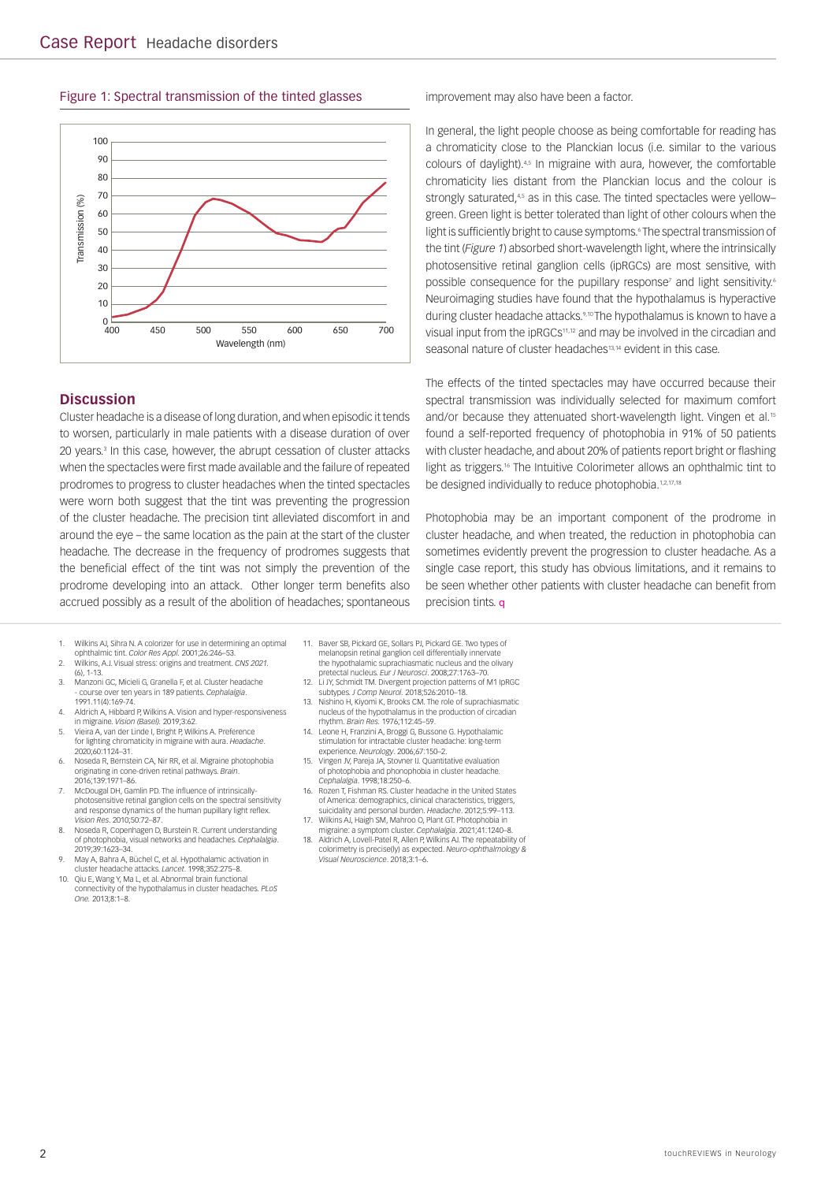Figure 1: Spectral transmission of the tinted glasses

Transmission (%)

100
90
80
70
60
50
40
30
20
10
0

400 450 500 550 600 650 700

Wavelength (nm)

## Discussion

Cluster headache is a disease of long duration, and when episodic it tends to worsen, particularly in male patients with a disease duration of over 20 years.[3] In this case, however, the abrupt cessation of cluster attacks when the spectacles were first made available and the failure of repeated prodromes to progress to cluster headaches when the tinted spectacles were worn both suggest that the tint was preventing the progression of the cluster headache. The precision tint alleviated discomfort in and around the eye – the same location as the pain at the start of the cluster headache. The decrease in the frequency of prodromes suggests that the beneficial effect of the tint was not simply the prevention of the prodrome developing into an attack. Other longer term benefits also accrued possibly as a result of the abolition of headaches; spontaneous improvement may also have been a factor.

In general, the light people choose as being comfortable for reading has a chromaticity close to the Planckian locus (i.e. similar to the various colours of daylight).[4,5] In migraine with aura, however, the comfortable chromaticity lies distant from the Planckian locus and the colour is strongly saturated,[4,5] as in this case. The tinted spectacles were yellow–green. Green light is better tolerated than light of other colours when the light is sufficiently bright to cause symptoms.[6] The spectral transmission of the tint (*Figure 1*) absorbed short-wavelength light, where the intrinsically photosensitive retinal ganglion cells (ipRGCs) are most sensitive, with possible consequence for the pupillary response[7] and light sensitivity.[6] Neuroimaging studies have found that the hypothalamus is hyperactive during cluster headache attacks.[9,10] The hypothalamus is known to have a visual input from the ipRGCs[11,12] and may be involved in the circadian and seasonal nature of cluster headaches[13,14] evident in this case.

The effects of the tinted spectacles may have occurred because their spectral transmission was individually selected for maximum comfort and/or because they attenuated short-wavelength light. Vingen et al.[15] found a self-reported frequency of photophobia in 91% of 50 patients with cluster headache, and about 20% of patients report bright or flashing light as triggers.[16] The Intuitive Colorimeter allows an ophthalmic tint to be designed individually to reduce photophobia.[1,2,17,18]

Photophobia may be an important component of the prodrome in cluster headache, and when treated, the reduction in photophobia can sometimes evidently prevent the progression to cluster headache. As a single case report, this study has obvious limitations, and it remains to be seen whether other patients with cluster headache can benefit from precision tints.

1. Wilkins AJ, Sihra N. A colorizer for use in determining an optimal ophthalmic tint. *Color Res Appl.* 2001;26:246–53.
2. Wilkins, A.J. Visual stress: origins and treatment. *CNS 2021.* (6), 1-13.
3. Manzoni GC, Micieli G, Granella F, et al. Cluster headache - course over ten years in 189 patients. *Cephalalgia*. 1991.11(4):169-74.
4. Aldrich A, Hibbard P, Wilkins A. Vision and hyper-responsiveness in migraine. *Vision (Basel).* 2019;3:62.
5. Vieira A, van der Linde I, Bright P, Wilkins A. Preference for lighting chromaticity in migraine with aura. *Headache*. 2020;60:1124–31.
6. Noseda R, Bernstein CA, Nir RR, et al. Migraine photophobia originating in cone-driven retinal pathways. *Brain*. 2016;139:1971–86.
7. McDougal DH, Gamlin PD. The influence of intrinsically-photosensitive retinal ganglion cells on the spectral sensitivity and response dynamics of the human pupillary light reflex. *Vision Res*. 2010;50:72–87.
8. Noseda R, Copenhagen D, Burstein R. Current understanding of photophobia, visual networks and headaches. *Cephalalgia*. 2019;39:1623–34.
9. May A, Bahra A, Büchel C, et al. Hypothalamic activation in cluster headache attacks. *Lancet*. 1998;352:275–8.
10. Qiu E, Wang Y, Ma L, et al. Abnormal brain functional connectivity of the hypothalamus in cluster headaches. *PLoS One.* 2013;8:1–8.
11. Baver SB, Pickard GE, Sollars PJ, Pickard GE. Two types of melanopsin retinal ganglion cell differentially innervate the hypothalamic suprachiasmatic nucleus and the olivary pretectal nucleus. *Eur J Neurosci*. 2008;27:1763–70.
12. Li JY, Schmidt TM. Divergent projection patterns of M1 ipRGC subtypes. *J Comp Neurol.* 2018;526:2010–18.
13. Nishino H, Kiyomi K, Brooks CM. The role of suprachiasmatic nucleus of the hypothalamus in the production of circadian rhythm. *Brain Res.* 1976;112:45–59.
14. Leone H, Franzini A, Broggi G, Bussone G. Hypothalamic stimulation for intractable cluster headache: long-term experience. *Neurology*. 2006;67:150–2.
15. Vingen JV, Pareja JA, Stovner LJ. Quantitative evaluation of photophobia and phonophobia in cluster headache. *Cephalalgia*. 1998;18:250–6.
16. Rozen T, Fishman RS. Cluster headache in the United States of America: demographics, clinical characteristics, triggers, suicidality and personal burden. *Headache*. 2012;5:99–113.
17. Wilkins AJ, Haigh SM, Mahroo O, Plant GT. Photophobia in migraine: a symptom cluster. *Cephalalgia*. 2021;41:1240–8.
18. Aldrich A, Lovell-Patel R, Allen P, Wilkins AJ. The repeatability of colorimetry is precise(ly) as expected. *Neuro-ophthalmology & Visual Neuroscience*. 2018;3:1–6.